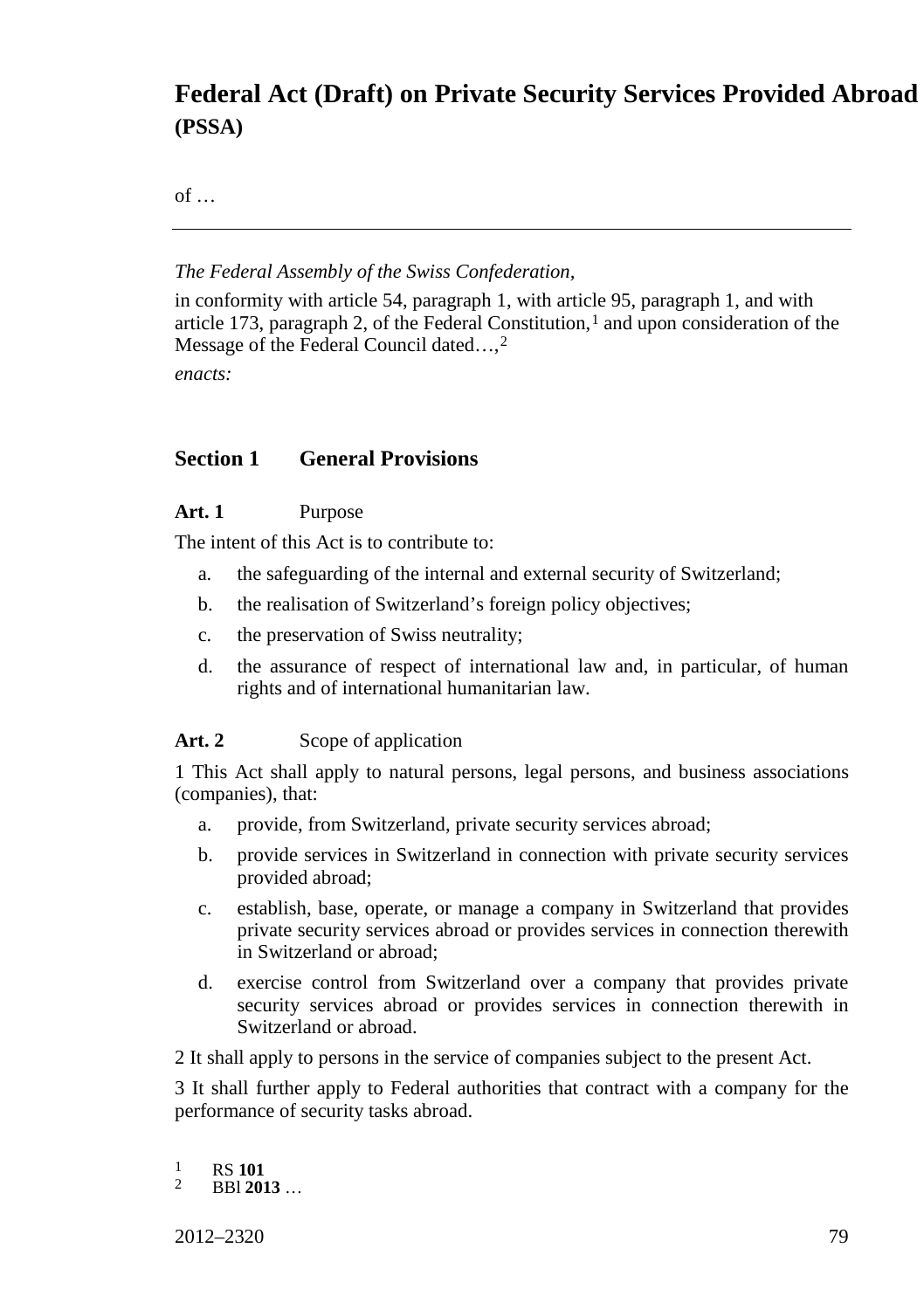# Federal Act (Draft) on Private Security Services Provided Abroad (PSSA)

of …

---

*The Federal Assembly of the Swiss Confederation,*

in conformity with article 54, paragraph 1, with article 95, paragraph 1, and with article 173, paragraph 2, of the Federal Constitution,[1] and upon consideration of the Message of the Federal Council dated…,[2]

*enacts:*

## Section 1 General Provisions

**Art. 1** Purpose

The intent of this Act is to contribute to:

a. the safeguarding of the internal and external security of Switzerland;

b. the realisation of Switzerland's foreign policy objectives;

c. the preservation of Swiss neutrality;

d. the assurance of respect of international law and, in particular, of human rights and of international humanitarian law.

**Art. 2** Scope of application

1 This Act shall apply to natural persons, legal persons, and business associations (companies), that:

a. provide, from Switzerland, private security services abroad;

b. provide services in Switzerland in connection with private security services provided abroad;

c. establish, base, operate, or manage a company in Switzerland that provides private security services abroad or provides services in connection therewith in Switzerland or abroad;

d. exercise control from Switzerland over a company that provides private security services abroad or provides services in connection therewith in Switzerland or abroad.

2 It shall apply to persons in the service of companies subject to the present Act.

3 It shall further apply to Federal authorities that contract with a company for the performance of security tasks abroad.

[1] RS **101**

[2] BBl **2013** …

2012–2320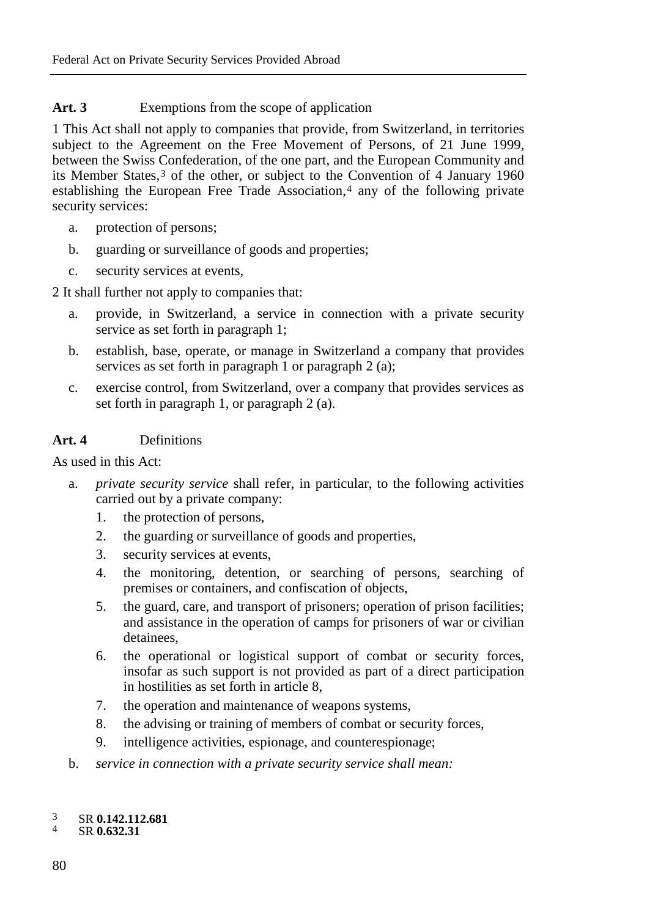**Art. 3** Exemptions from the scope of application

1 This Act shall not apply to companies that provide, from Switzerland, in territories subject to the Agreement on the Free Movement of Persons, of 21 June 1999, between the Swiss Confederation, of the one part, and the European Community and its Member States,[3] of the other, or subject to the Convention of 4 January 1960 establishing the European Free Trade Association,[4] any of the following private security services:

a. protection of persons;

b. guarding or surveillance of goods and properties;

c. security services at events,

2 It shall further not apply to companies that:

a. provide, in Switzerland, a service in connection with a private security service as set forth in paragraph 1;

b. establish, base, operate, or manage in Switzerland a company that provides services as set forth in paragraph 1 or paragraph 2 (a);

c. exercise control, from Switzerland, over a company that provides services as set forth in paragraph 1, or paragraph 2 (a).

**Art. 4** Definitions

As used in this Act:

a. *private security service* shall refer, in particular, to the following activities carried out by a private company:

1. the protection of persons,
2. the guarding or surveillance of goods and properties,
3. security services at events,
4. the monitoring, detention, or searching of persons, searching of premises or containers, and confiscation of objects,
5. the guard, care, and transport of prisoners; operation of prison facilities; and assistance in the operation of camps for prisoners of war or civilian detainees,
6. the operational or logistical support of combat or security forces, insofar as such support is not provided as part of a direct participation in hostilities as set forth in article 8,
7. the operation and maintenance of weapons systems,
8. the advising or training of members of combat or security forces,
9. intelligence activities, espionage, and counterespionage;

b. *service in connection with a private security service shall mean:*

[3] SR **0.142.112.681**
[4] SR **0.632.31**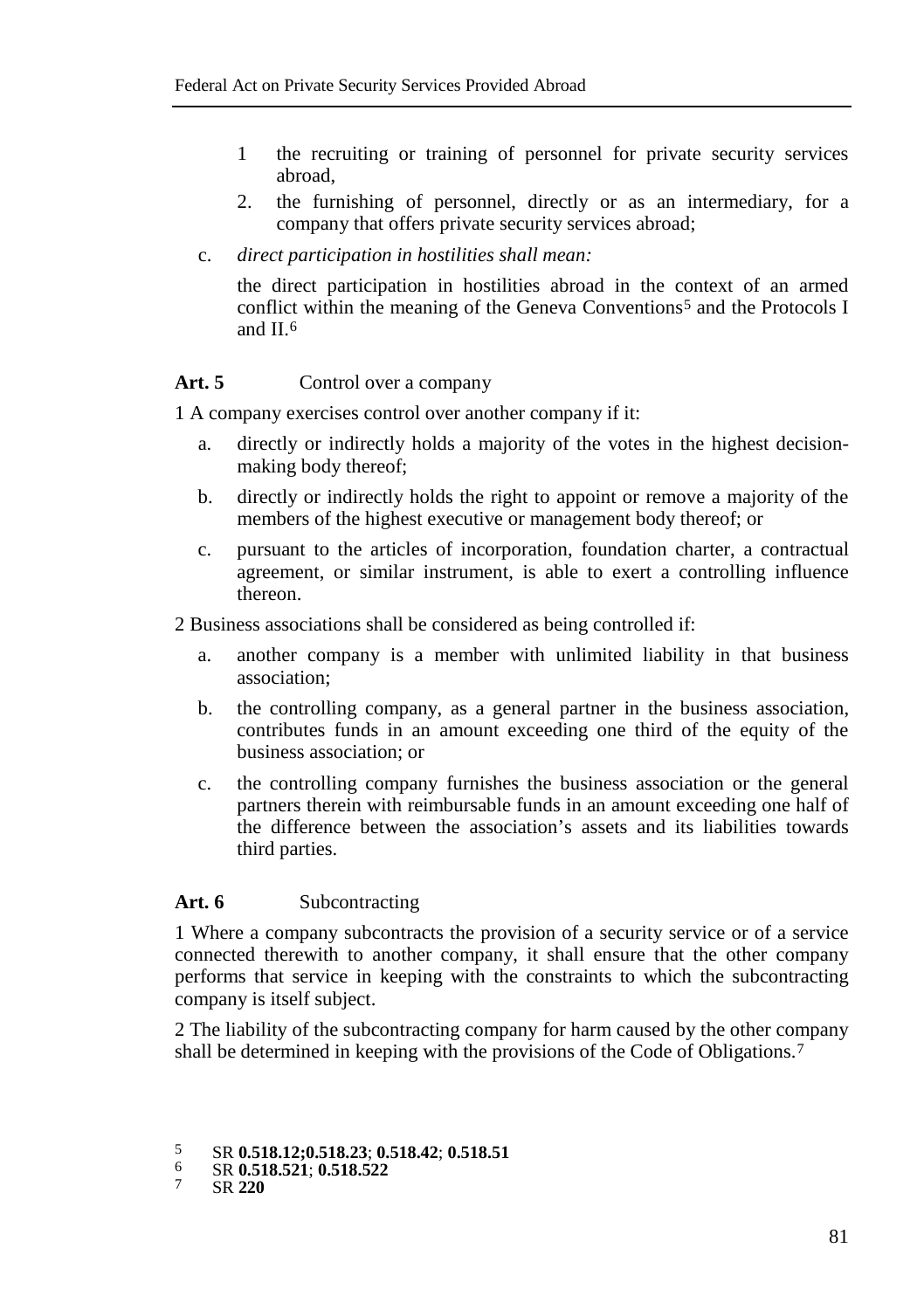1 the recruiting or training of personnel for private security services abroad,
2. the furnishing of personnel, directly or as an intermediary, for a company that offers private security services abroad;

c. *direct participation in hostilities shall mean:*

the direct participation in hostilities abroad in the context of an armed conflict within the meaning of the Geneva Conventions[5] and the Protocols I and II.[6]

**Art. 5** Control over a company

1 A company exercises control over another company if it:

a. directly or indirectly holds a majority of the votes in the highest decision-making body thereof;

b. directly or indirectly holds the right to appoint or remove a majority of the members of the highest executive or management body thereof; or

c. pursuant to the articles of incorporation, foundation charter, a contractual agreement, or similar instrument, is able to exert a controlling influence thereon.

2 Business associations shall be considered as being controlled if:

a. another company is a member with unlimited liability in that business association;

b. the controlling company, as a general partner in the business association, contributes funds in an amount exceeding one third of the equity of the business association; or

c. the controlling company furnishes the business association or the general partners therein with reimbursable funds in an amount exceeding one half of the difference between the association's assets and its liabilities towards third parties.

**Art. 6** Subcontracting

1 Where a company subcontracts the provision of a security service or of a service connected therewith to another company, it shall ensure that the other company performs that service in keeping with the constraints to which the subcontracting company is itself subject.

2 The liability of the subcontracting company for harm caused by the other company shall be determined in keeping with the provisions of the Code of Obligations.[7]

---

[5] SR **0.518.12;0.518.23**; **0.518.42**; **0.518.51**
[6] SR **0.518.521**; **0.518.522**
[7] SR **220**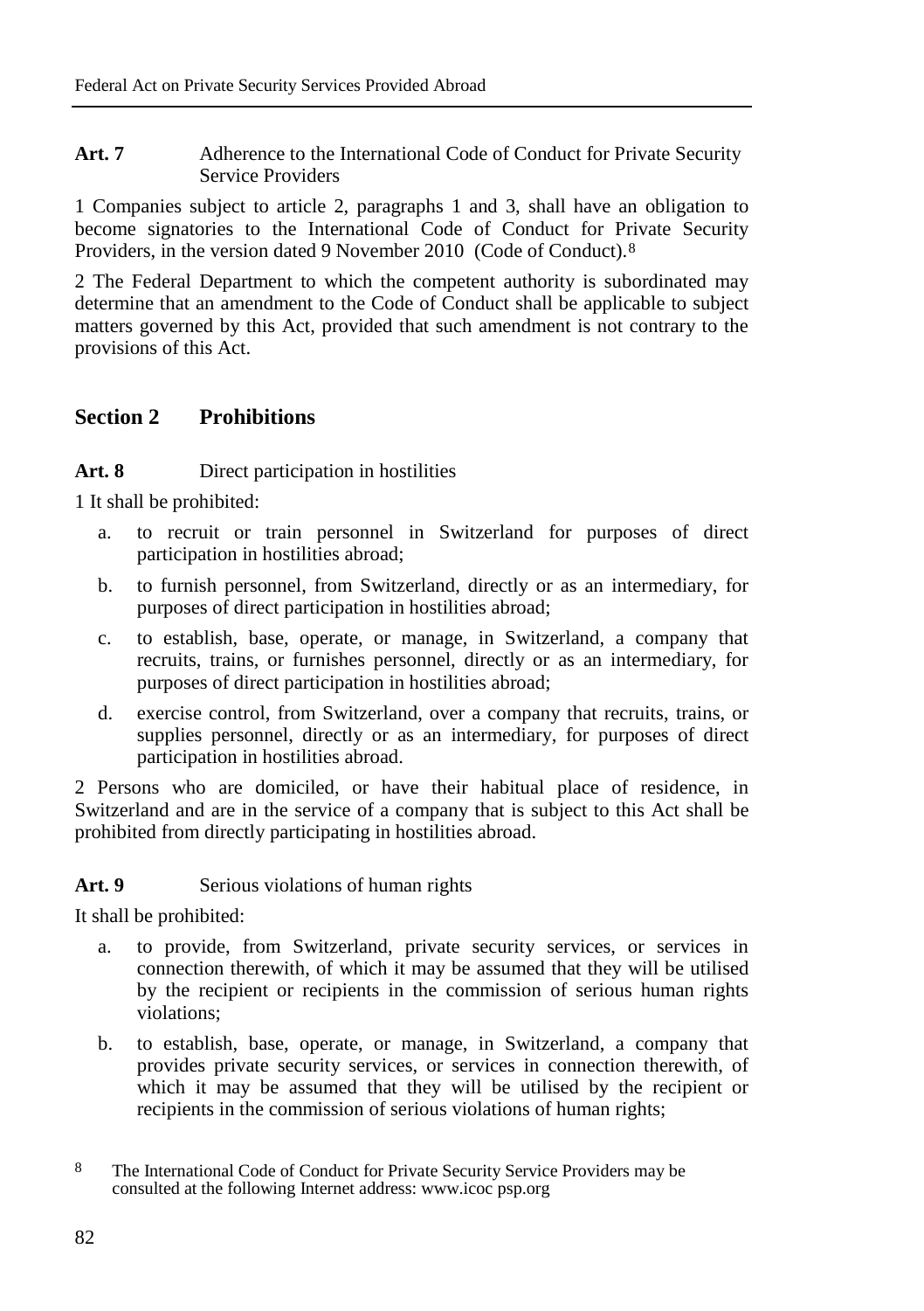**Art. 7** Adherence to the International Code of Conduct for Private Security Service Providers

1 Companies subject to article 2, paragraphs 1 and 3, shall have an obligation to become signatories to the International Code of Conduct for Private Security Providers, in the version dated 9 November 2010 (Code of Conduct).[8]

2 The Federal Department to which the competent authority is subordinated may determine that an amendment to the Code of Conduct shall be applicable to subject matters governed by this Act, provided that such amendment is not contrary to the provisions of this Act.

## Section 2 Prohibitions

**Art. 8** Direct participation in hostilities

1 It shall be prohibited:

a. to recruit or train personnel in Switzerland for purposes of direct participation in hostilities abroad;

b. to furnish personnel, from Switzerland, directly or as an intermediary, for purposes of direct participation in hostilities abroad;

c. to establish, base, operate, or manage, in Switzerland, a company that recruits, trains, or furnishes personnel, directly or as an intermediary, for purposes of direct participation in hostilities abroad;

d. exercise control, from Switzerland, over a company that recruits, trains, or supplies personnel, directly or as an intermediary, for purposes of direct participation in hostilities abroad.

2 Persons who are domiciled, or have their habitual place of residence, in Switzerland and are in the service of a company that is subject to this Act shall be prohibited from directly participating in hostilities abroad.

**Art. 9** Serious violations of human rights

It shall be prohibited:

a. to provide, from Switzerland, private security services, or services in connection therewith, of which it may be assumed that they will be utilised by the recipient or recipients in the commission of serious human rights violations;

b. to establish, base, operate, or manage, in Switzerland, a company that provides private security services, or services in connection therewith, of which it may be assumed that they will be utilised by the recipient or recipients in the commission of serious violations of human rights;

[8] The International Code of Conduct for Private Security Service Providers may be consulted at the following Internet address: www.icoc psp.org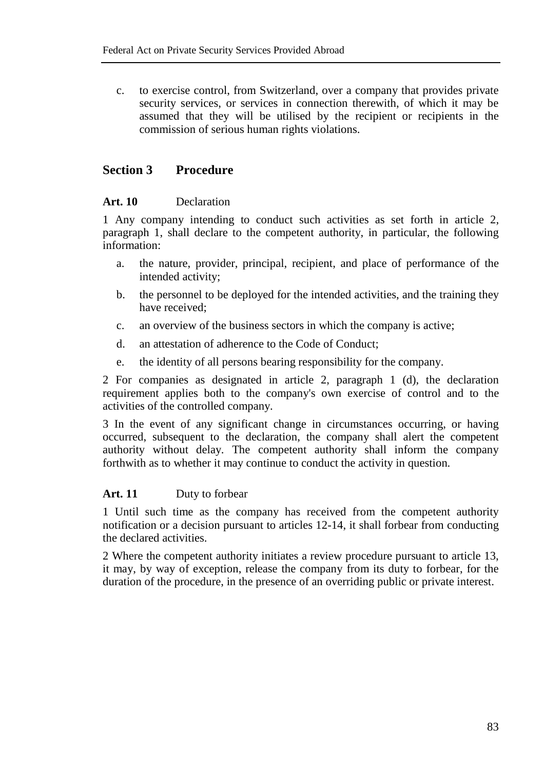c. to exercise control, from Switzerland, over a company that provides private security services, or services in connection therewith, of which it may be assumed that they will be utilised by the recipient or recipients in the commission of serious human rights violations.

## Section 3 Procedure

**Art. 10** Declaration

1 Any company intending to conduct such activities as set forth in article 2, paragraph 1, shall declare to the competent authority, in particular, the following information:

a. the nature, provider, principal, recipient, and place of performance of the intended activity;

b. the personnel to be deployed for the intended activities, and the training they have received;

c. an overview of the business sectors in which the company is active;

d. an attestation of adherence to the Code of Conduct;

e. the identity of all persons bearing responsibility for the company.

2 For companies as designated in article 2, paragraph 1 (d), the declaration requirement applies both to the company's own exercise of control and to the activities of the controlled company.

3 In the event of any significant change in circumstances occurring, or having occurred, subsequent to the declaration, the company shall alert the competent authority without delay. The competent authority shall inform the company forthwith as to whether it may continue to conduct the activity in question.

**Art. 11** Duty to forbear

1 Until such time as the company has received from the competent authority notification or a decision pursuant to articles 12-14, it shall forbear from conducting the declared activities.

2 Where the competent authority initiates a review procedure pursuant to article 13, it may, by way of exception, release the company from its duty to forbear, for the duration of the procedure, in the presence of an overriding public or private interest.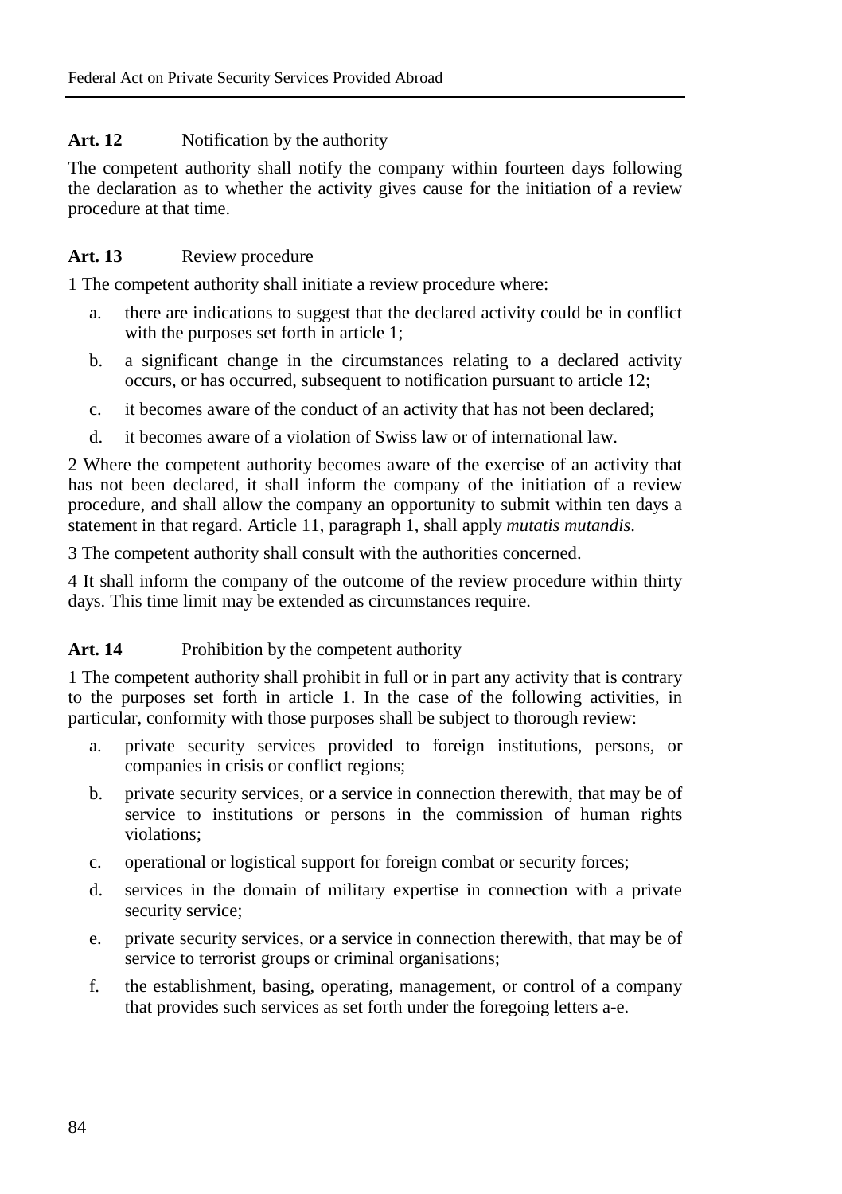**Art. 12** Notification by the authority

The competent authority shall notify the company within fourteen days following the declaration as to whether the activity gives cause for the initiation of a review procedure at that time.

**Art. 13** Review procedure

1 The competent authority shall initiate a review procedure where:

a. there are indications to suggest that the declared activity could be in conflict with the purposes set forth in article 1;

b. a significant change in the circumstances relating to a declared activity occurs, or has occurred, subsequent to notification pursuant to article 12;

c. it becomes aware of the conduct of an activity that has not been declared;

d. it becomes aware of a violation of Swiss law or of international law.

2 Where the competent authority becomes aware of the exercise of an activity that has not been declared, it shall inform the company of the initiation of a review procedure, and shall allow the company an opportunity to submit within ten days a statement in that regard. Article 11, paragraph 1, shall apply *mutatis mutandis*.

3 The competent authority shall consult with the authorities concerned.

4 It shall inform the company of the outcome of the review procedure within thirty days. This time limit may be extended as circumstances require.

**Art. 14** Prohibition by the competent authority

1 The competent authority shall prohibit in full or in part any activity that is contrary to the purposes set forth in article 1. In the case of the following activities, in particular, conformity with those purposes shall be subject to thorough review:

a. private security services provided to foreign institutions, persons, or companies in crisis or conflict regions;

b. private security services, or a service in connection therewith, that may be of service to institutions or persons in the commission of human rights violations;

c. operational or logistical support for foreign combat or security forces;

d. services in the domain of military expertise in connection with a private security service;

e. private security services, or a service in connection therewith, that may be of service to terrorist groups or criminal organisations;

f. the establishment, basing, operating, management, or control of a company that provides such services as set forth under the foregoing letters a-e.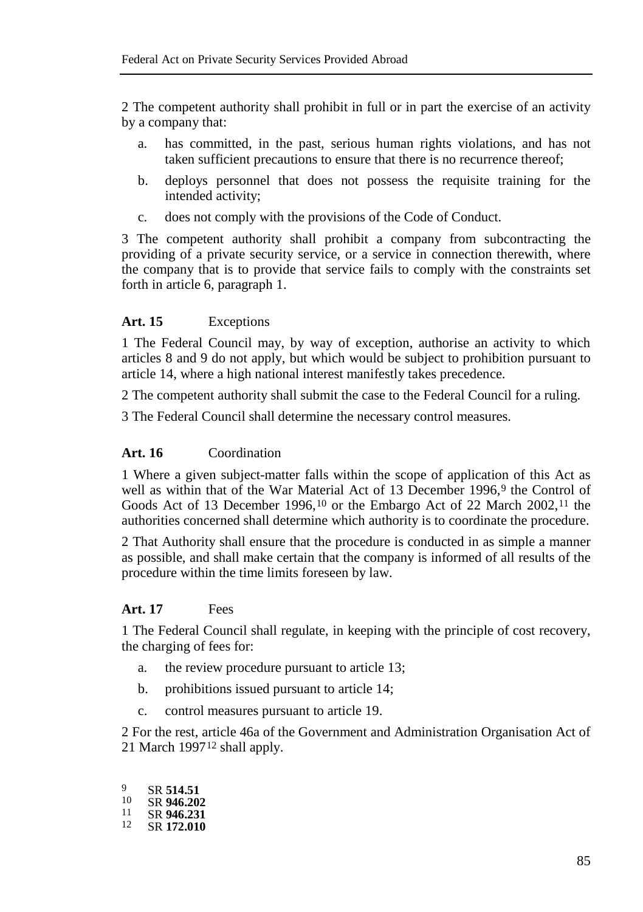2 The competent authority shall prohibit in full or in part the exercise of an activity by a company that:

a. has committed, in the past, serious human rights violations, and has not taken sufficient precautions to ensure that there is no recurrence thereof;

b. deploys personnel that does not possess the requisite training for the intended activity;

c. does not comply with the provisions of the Code of Conduct.

3 The competent authority shall prohibit a company from subcontracting the providing of a private security service, or a service in connection therewith, where the company that is to provide that service fails to comply with the constraints set forth in article 6, paragraph 1.

**Art. 15** Exceptions

1 The Federal Council may, by way of exception, authorise an activity to which articles 8 and 9 do not apply, but which would be subject to prohibition pursuant to article 14, where a high national interest manifestly takes precedence.

2 The competent authority shall submit the case to the Federal Council for a ruling.

3 The Federal Council shall determine the necessary control measures.

**Art. 16** Coordination

1 Where a given subject-matter falls within the scope of application of this Act as well as within that of the War Material Act of 13 December 1996,[9] the Control of Goods Act of 13 December 1996,[10] or the Embargo Act of 22 March 2002,[11] the authorities concerned shall determine which authority is to coordinate the procedure.

2 That Authority shall ensure that the procedure is conducted in as simple a manner as possible, and shall make certain that the company is informed of all results of the procedure within the time limits foreseen by law.

**Art. 17** Fees

1 The Federal Council shall regulate, in keeping with the principle of cost recovery, the charging of fees for:

a. the review procedure pursuant to article 13;

b. prohibitions issued pursuant to article 14;

c. control measures pursuant to article 19.

2 For the rest, article 46a of the Government and Administration Organisation Act of 21 March 1997[12] shall apply.

[9] SR **514.51**
[10] SR **946.202**
[11] SR **946.231**
[12] SR **172.010**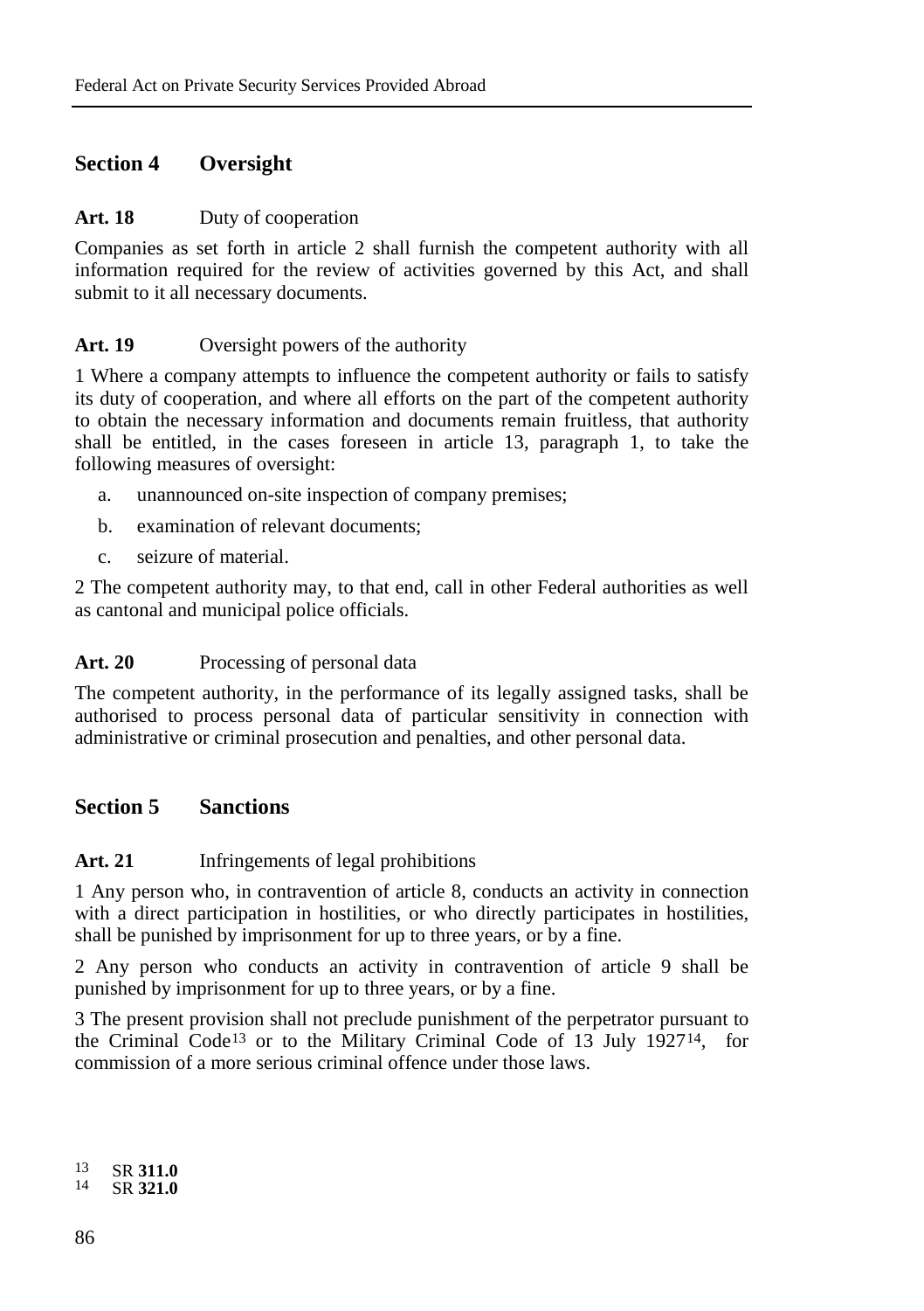## Section 4 Oversight

**Art. 18** Duty of cooperation

Companies as set forth in article 2 shall furnish the competent authority with all information required for the review of activities governed by this Act, and shall submit to it all necessary documents.

**Art. 19** Oversight powers of the authority

1 Where a company attempts to influence the competent authority or fails to satisfy its duty of cooperation, and where all efforts on the part of the competent authority to obtain the necessary information and documents remain fruitless, that authority shall be entitled, in the cases foreseen in article 13, paragraph 1, to take the following measures of oversight:

a. unannounced on-site inspection of company premises;

b. examination of relevant documents;

c. seizure of material.

2 The competent authority may, to that end, call in other Federal authorities as well as cantonal and municipal police officials.

**Art. 20** Processing of personal data

The competent authority, in the performance of its legally assigned tasks, shall be authorised to process personal data of particular sensitivity in connection with administrative or criminal prosecution and penalties, and other personal data.

## Section 5 Sanctions

**Art. 21** Infringements of legal prohibitions

1 Any person who, in contravention of article 8, conducts an activity in connection with a direct participation in hostilities, or who directly participates in hostilities, shall be punished by imprisonment for up to three years, or by a fine.

2 Any person who conducts an activity in contravention of article 9 shall be punished by imprisonment for up to three years, or by a fine.

3 The present provision shall not preclude punishment of the perpetrator pursuant to the Criminal Code[13] or to the Military Criminal Code of 13 July 1927[14], for commission of a more serious criminal offence under those laws.

[13] SR **311.0**

[14] SR **321.0**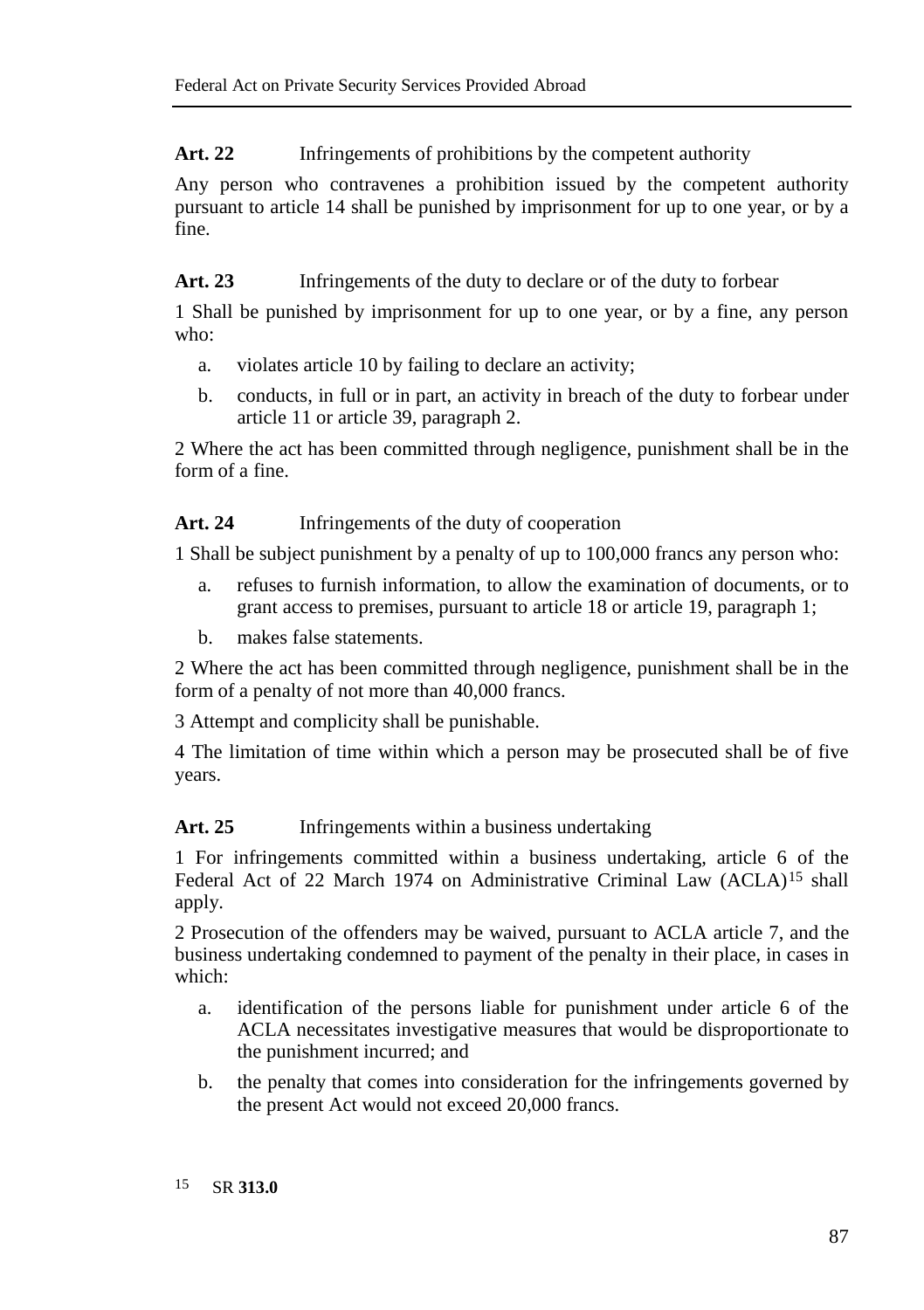**Art. 22** Infringements of prohibitions by the competent authority

Any person who contravenes a prohibition issued by the competent authority pursuant to article 14 shall be punished by imprisonment for up to one year, or by a fine.

**Art. 23** Infringements of the duty to declare or of the duty to forbear

1 Shall be punished by imprisonment for up to one year, or by a fine, any person who:

a. violates article 10 by failing to declare an activity;

b. conducts, in full or in part, an activity in breach of the duty to forbear under article 11 or article 39, paragraph 2.

2 Where the act has been committed through negligence, punishment shall be in the form of a fine.

**Art. 24** Infringements of the duty of cooperation

1 Shall be subject punishment by a penalty of up to 100,000 francs any person who:

a. refuses to furnish information, to allow the examination of documents, or to grant access to premises, pursuant to article 18 or article 19, paragraph 1;

b. makes false statements.

2 Where the act has been committed through negligence, punishment shall be in the form of a penalty of not more than 40,000 francs.

3 Attempt and complicity shall be punishable.

4 The limitation of time within which a person may be prosecuted shall be of five years.

**Art. 25** Infringements within a business undertaking

1 For infringements committed within a business undertaking, article 6 of the Federal Act of 22 March 1974 on Administrative Criminal Law (ACLA)[15] shall apply.

2 Prosecution of the offenders may be waived, pursuant to ACLA article 7, and the business undertaking condemned to payment of the penalty in their place, in cases in which:

a. identification of the persons liable for punishment under article 6 of the ACLA necessitates investigative measures that would be disproportionate to the punishment incurred; and

b. the penalty that comes into consideration for the infringements governed by the present Act would not exceed 20,000 francs.

15 SR **313.0**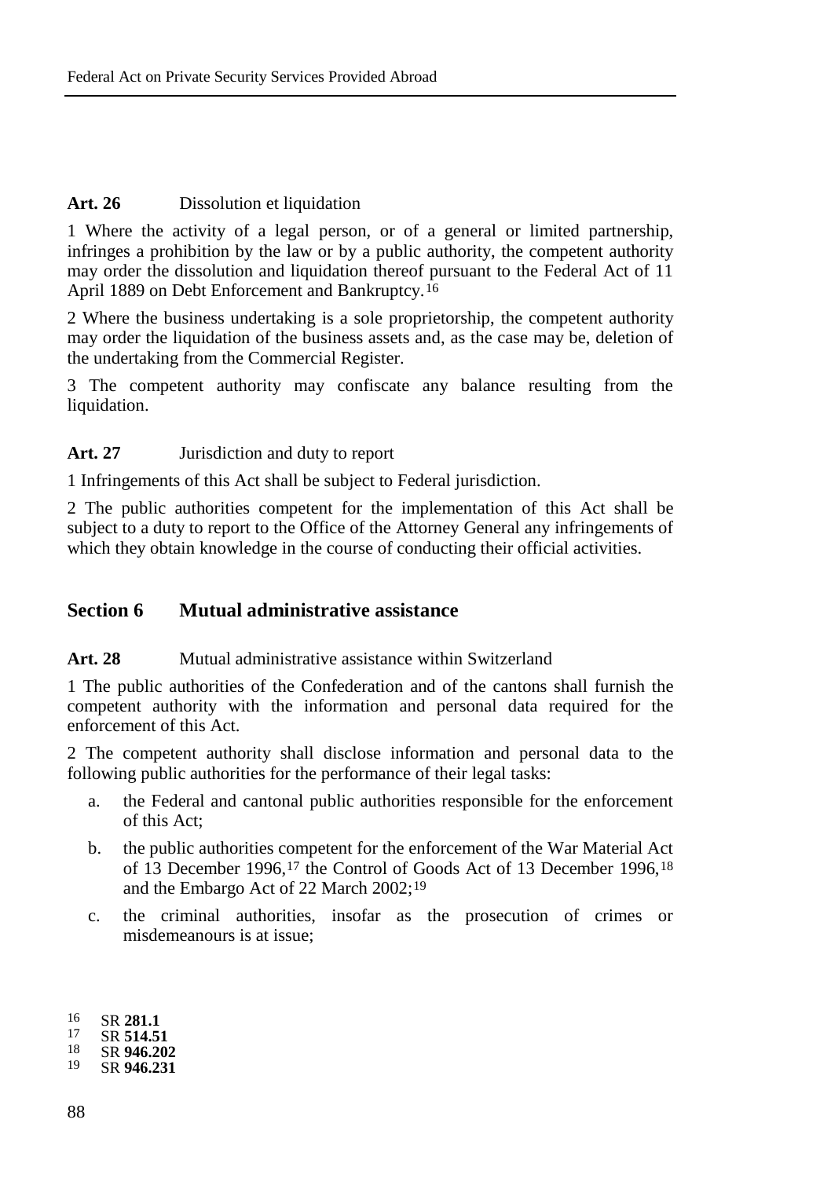**Art. 26** Dissolution et liquidation

1 Where the activity of a legal person, or of a general or limited partnership, infringes a prohibition by the law or by a public authority, the competent authority may order the dissolution and liquidation thereof pursuant to the Federal Act of 11 April 1889 on Debt Enforcement and Bankruptcy.[16]

2 Where the business undertaking is a sole proprietorship, the competent authority may order the liquidation of the business assets and, as the case may be, deletion of the undertaking from the Commercial Register.

3 The competent authority may confiscate any balance resulting from the liquidation.

**Art. 27** Jurisdiction and duty to report

1 Infringements of this Act shall be subject to Federal jurisdiction.

2 The public authorities competent for the implementation of this Act shall be subject to a duty to report to the Office of the Attorney General any infringements of which they obtain knowledge in the course of conducting their official activities.

## Section 6 Mutual administrative assistance

**Art. 28** Mutual administrative assistance within Switzerland

1 The public authorities of the Confederation and of the cantons shall furnish the competent authority with the information and personal data required for the enforcement of this Act.

2 The competent authority shall disclose information and personal data to the following public authorities for the performance of their legal tasks:

a. the Federal and cantonal public authorities responsible for the enforcement of this Act;

b. the public authorities competent for the enforcement of the War Material Act of 13 December 1996,[17] the Control of Goods Act of 13 December 1996,[18] and the Embargo Act of 22 March 2002;[19]

c. the criminal authorities, insofar as the prosecution of crimes or misdemeanours is at issue;

---

16 SR **281.1**
17 SR **514.51**
18 SR **946.202**
19 SR **946.231**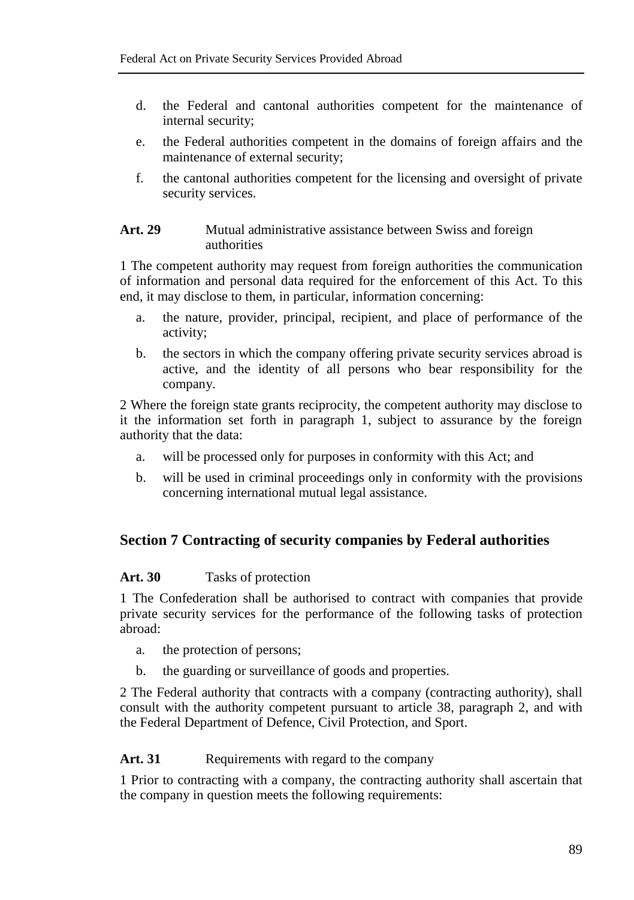d. the Federal and cantonal authorities competent for the maintenance of internal security;

e. the Federal authorities competent in the domains of foreign affairs and the maintenance of external security;

f. the cantonal authorities competent for the licensing and oversight of private security services.

**Art. 29** Mutual administrative assistance between Swiss and foreign authorities

1 The competent authority may request from foreign authorities the communication of information and personal data required for the enforcement of this Act. To this end, it may disclose to them, in particular, information concerning:

a. the nature, provider, principal, recipient, and place of performance of the activity;

b. the sectors in which the company offering private security services abroad is active, and the identity of all persons who bear responsibility for the company.

2 Where the foreign state grants reciprocity, the competent authority may disclose to it the information set forth in paragraph 1, subject to assurance by the foreign authority that the data:

a. will be processed only for purposes in conformity with this Act; and

b. will be used in criminal proceedings only in conformity with the provisions concerning international mutual legal assistance.

## Section 7 Contracting of security companies by Federal authorities

**Art. 30** Tasks of protection

1 The Confederation shall be authorised to contract with companies that provide private security services for the performance of the following tasks of protection abroad:

a. the protection of persons;

b. the guarding or surveillance of goods and properties.

2 The Federal authority that contracts with a company (contracting authority), shall consult with the authority competent pursuant to article 38, paragraph 2, and with the Federal Department of Defence, Civil Protection, and Sport.

**Art. 31** Requirements with regard to the company

1 Prior to contracting with a company, the contracting authority shall ascertain that the company in question meets the following requirements: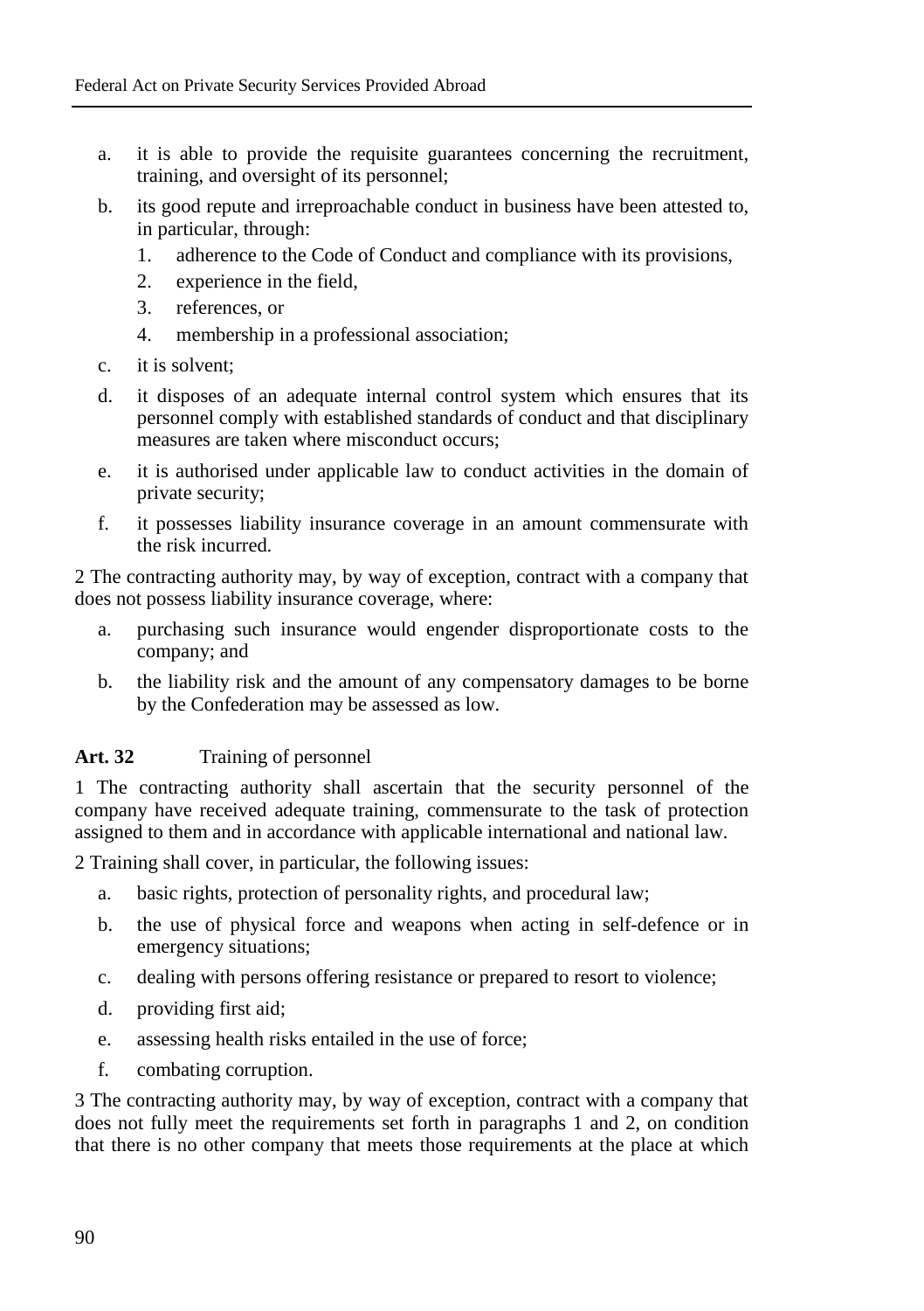a. it is able to provide the requisite guarantees concerning the recruitment, training, and oversight of its personnel;
b. its good repute and irreproachable conduct in business have been attested to, in particular, through:
   1. adherence to the Code of Conduct and compliance with its provisions,
   2. experience in the field,
   3. references, or
   4. membership in a professional association;
c. it is solvent;
d. it disposes of an adequate internal control system which ensures that its personnel comply with established standards of conduct and that disciplinary measures are taken where misconduct occurs;
e. it is authorised under applicable law to conduct activities in the domain of private security;
f. it possesses liability insurance coverage in an amount commensurate with the risk incurred.

2 The contracting authority may, by way of exception, contract with a company that does not possess liability insurance coverage, where:

a. purchasing such insurance would engender disproportionate costs to the company; and
b. the liability risk and the amount of any compensatory damages to be borne by the Confederation may be assessed as low.

**Art. 32** Training of personnel

1 The contracting authority shall ascertain that the security personnel of the company have received adequate training, commensurate to the task of protection assigned to them and in accordance with applicable international and national law.

2 Training shall cover, in particular, the following issues:

a. basic rights, protection of personality rights, and procedural law;
b. the use of physical force and weapons when acting in self-defence or in emergency situations;
c. dealing with persons offering resistance or prepared to resort to violence;
d. providing first aid;
e. assessing health risks entailed in the use of force;
f. combating corruption.

3 The contracting authority may, by way of exception, contract with a company that does not fully meet the requirements set forth in paragraphs 1 and 2, on condition that there is no other company that meets those requirements at the place at which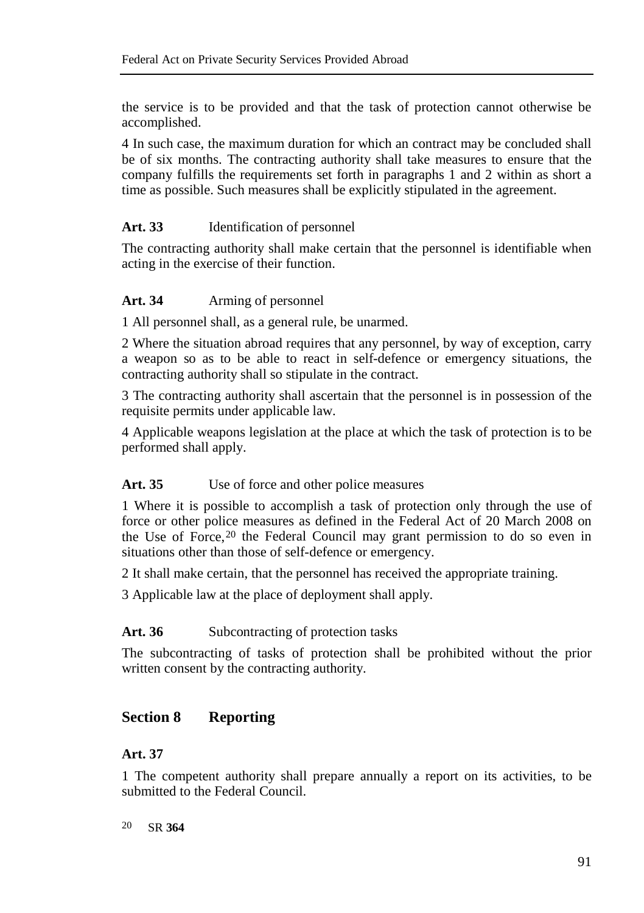the service is to be provided and that the task of protection cannot otherwise be accomplished.

4 In such case, the maximum duration for which an contract may be concluded shall be of six months. The contracting authority shall take measures to ensure that the company fulfills the requirements set forth in paragraphs 1 and 2 within as short a time as possible. Such measures shall be explicitly stipulated in the agreement.

**Art. 33** Identification of personnel

The contracting authority shall make certain that the personnel is identifiable when acting in the exercise of their function.

**Art. 34** Arming of personnel

1 All personnel shall, as a general rule, be unarmed.

2 Where the situation abroad requires that any personnel, by way of exception, carry a weapon so as to be able to react in self-defence or emergency situations, the contracting authority shall so stipulate in the contract.

3 The contracting authority shall ascertain that the personnel is in possession of the requisite permits under applicable law.

4 Applicable weapons legislation at the place at which the task of protection is to be performed shall apply.

**Art. 35** Use of force and other police measures

1 Where it is possible to accomplish a task of protection only through the use of force or other police measures as defined in the Federal Act of 20 March 2008 on the Use of Force,[20] the Federal Council may grant permission to do so even in situations other than those of self-defence or emergency.

2 It shall make certain, that the personnel has received the appropriate training.

3 Applicable law at the place of deployment shall apply.

**Art. 36** Subcontracting of protection tasks

The subcontracting of tasks of protection shall be prohibited without the prior written consent by the contracting authority.

## Section 8 Reporting

**Art. 37**

1 The competent authority shall prepare annually a report on its activities, to be submitted to the Federal Council.

[20] SR **364**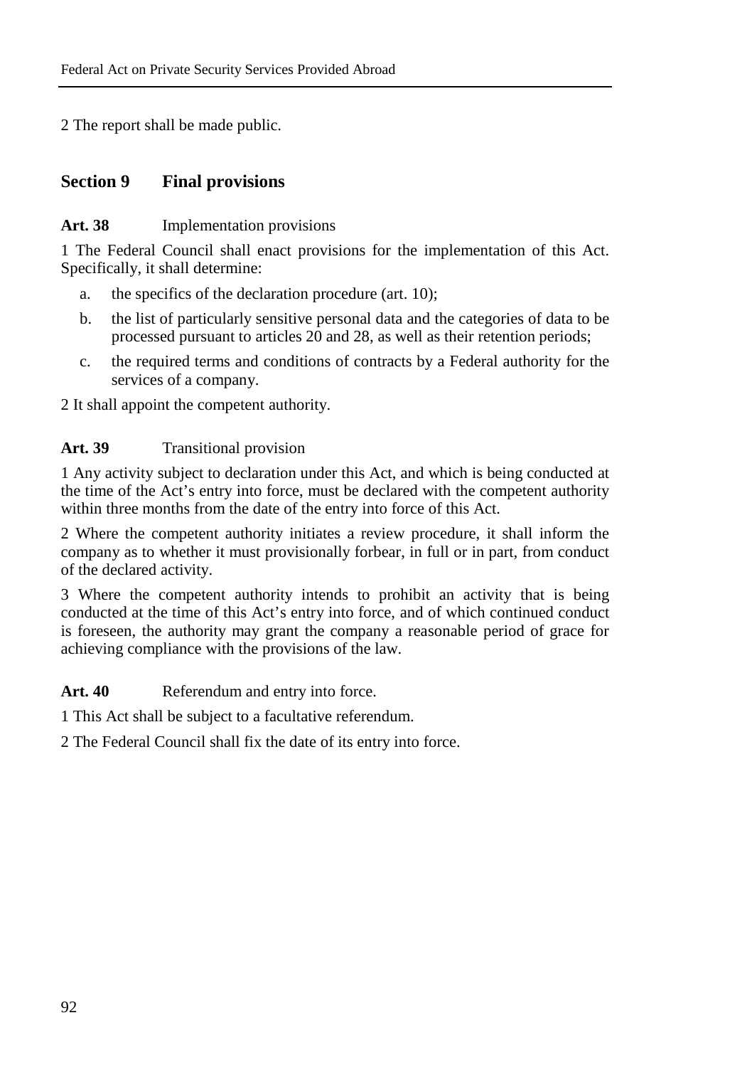2 The report shall be made public.

## Section 9 Final provisions

**Art. 38** Implementation provisions

1 The Federal Council shall enact provisions for the implementation of this Act. Specifically, it shall determine:

a. the specifics of the declaration procedure (art. 10);

b. the list of particularly sensitive personal data and the categories of data to be processed pursuant to articles 20 and 28, as well as their retention periods;

c. the required terms and conditions of contracts by a Federal authority for the services of a company.

2 It shall appoint the competent authority.

**Art. 39** Transitional provision

1 Any activity subject to declaration under this Act, and which is being conducted at the time of the Act's entry into force, must be declared with the competent authority within three months from the date of the entry into force of this Act.

2 Where the competent authority initiates a review procedure, it shall inform the company as to whether it must provisionally forbear, in full or in part, from conduct of the declared activity.

3 Where the competent authority intends to prohibit an activity that is being conducted at the time of this Act's entry into force, and of which continued conduct is foreseen, the authority may grant the company a reasonable period of grace for achieving compliance with the provisions of the law.

**Art. 40** Referendum and entry into force.

1 This Act shall be subject to a facultative referendum.

2 The Federal Council shall fix the date of its entry into force.